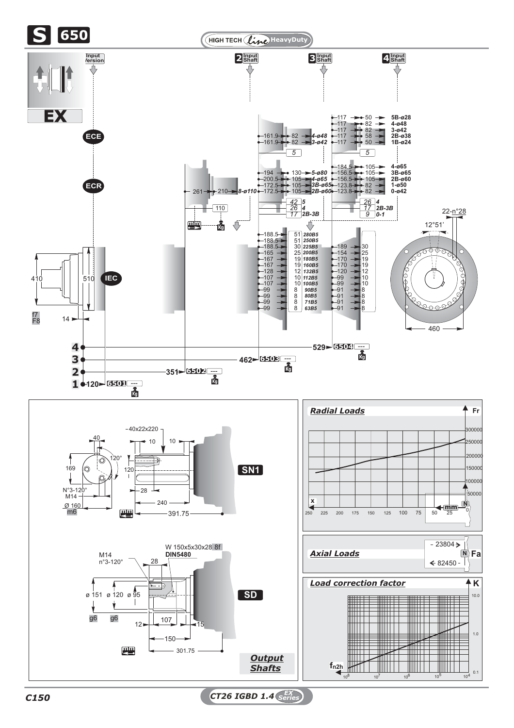# S 650

HIGH TECH *Line* HeavyDuty

**EX**

Input Version | **2** Input Shaft | **3** Input Shaft | **4** Input Shaft

ECE

| | | |
|---|---|---|
| 161.9 | 82 | 4-ø48 |
| 161.9 | 82 | 3-ø42 |

5

| | | |
|---|---|---|
| 117 | 50 | 5B-ø28 |
| 117 | 82 | 4-ø48 |
| 117 | 82 | 3-ø42 |
| 117 | 58 | 2B-ø38 |
| 117 | 50 | 1B-ø24 |

5

ECR

| | | |
|---|---|---|
| 261 | 210 | 8-ø110 |

110

| | | |
|---|---|---|
| 194 | 130 | 5-ø80 |
| 200.5 | 105 | 4-ø65 |
| 172.5 | 105 | 3B-ø65 |
| 172.5 | 105 | 2B-ø60 |

| | |
|---|---|
| 42 | 5 |
| 26 | 4 |
| 17 | 2B-3B |

| | | |
|---|---|---|
| 184.5 | 105 | 4-ø65 |
| 156.5 | 105 | 3B-ø65 |
| 156.5 | 105 | 2B-ø60 |
| 123.8 | 82 | 1-ø50 |
| 123.8 | 82 | 0-ø42 |

| | |
|---|---|
| 26 | 4 |
| 17 | 2B-3B |
| 9 | 0-1 |

IEC

| | | | | |
|---|---|---|---|---|
| 188.5 | 51 | 280B5 | | |
| 188.5 | 51 | 250B5 | | |
| 188.5 | 30 | 225B5 | 189 | 30 |
| 165 | 25 | 200B5 | 154 | 25 |
| 167 | 19 | 180B5 | 170 | 19 |
| 167 | 19 | 160B5 | 170 | 19 |
| 128 | 12 | 132B5 | 120 | 12 |
| 107 | 10 | 112B5 | 99 | 10 |
| 107 | 10 | 100B5 | 99 | 10 |
| 99 | 8 | 90B5 | 91 | 8 |
| 99 | 8 | 80B5 | 91 | 8 |
| 99 | 8 | 71B5 | 91 | 8 |
| 99 | 8 | 63B5 | 91 | 8 |

410, 510, f7, F8, 14

22-n°28, 12°51', 460

| Stages | Length | Code | Kg |
|---|---|---|---|
| 4 | 529 | 6504 | --- |
| 3 | 462 | 6503 | --- |
| 2 | 351 | 6502 | --- |
| 1 | 120 | 6501 | --- |

## Output Shafts

**SN1**

40x22x220, 40, 10, 10, 120°, 169, 120, N°3-120° M14, Ø 160 m6, 28, 240, 391.75

**SD**

W 150x5x30x28 8f DIN5480, M14 n°3-120°, 28, ø 151 g6, ø 120 g6, ø 95, 12, 107, 15, 150, 301.75

## *Radial Loads*

Fr (N): 300000, 250000, 200000, 150000, 100000, 50000, 0

x (mm): 250, 225, 200, 175, 150, 125, 100, 75, 50, 25

## *Axial Loads*

Fa (N): - 23804 >, < 82450 -

## *Load correction factor*

K: 10.0, 1.0, 0.1

$f_{n2h}$: $10^8$, $10^7$, $10^6$, $10^5$, $10^4$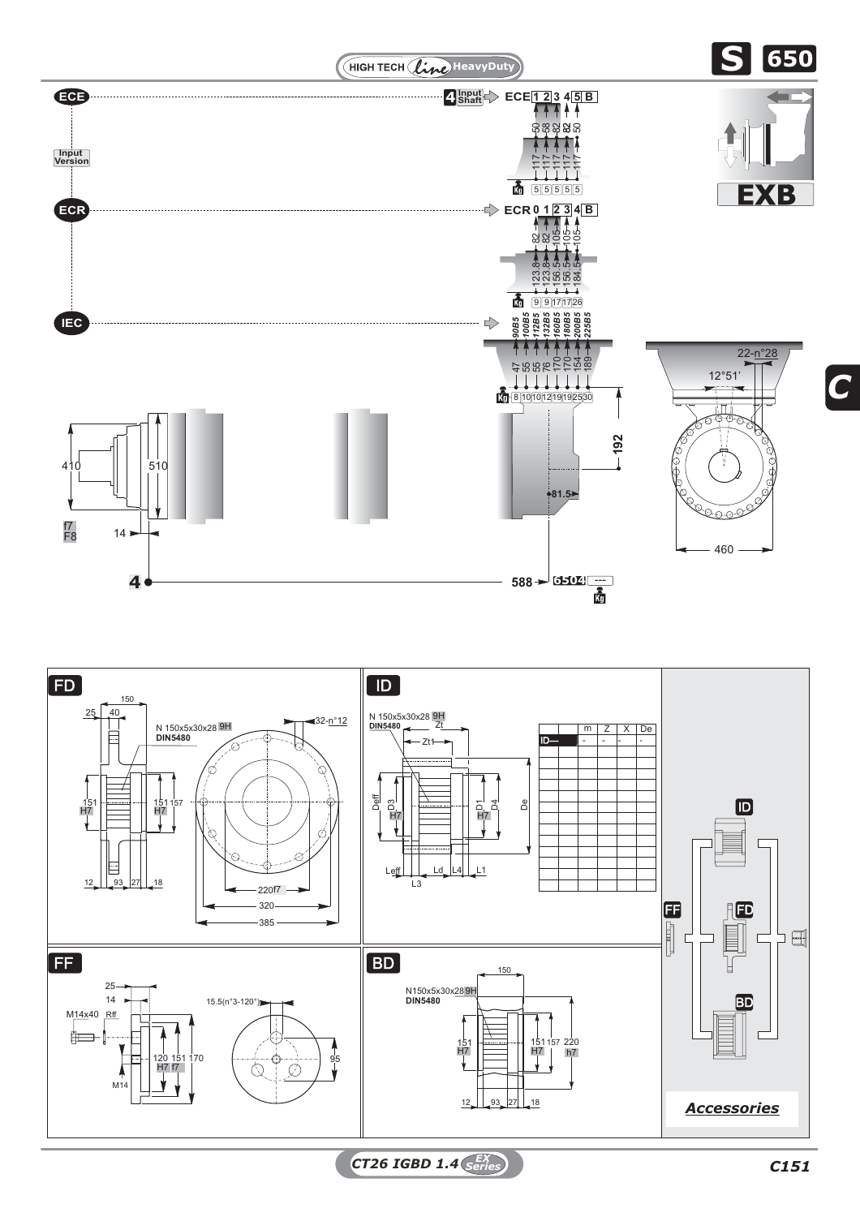HIGH TECH *line* HeavyDuty

**S 650**

**EXB**

## ECE

Input Version

4 Input Shaft → ECE 1 2 3 4 5 B

| ECE | 1 | 2 | 3 | 4 | 5 | B |
|---|---|---|---|---|---|---|
| | 50 | 58 | 82 | | 82 | 50 |
| | 117 | 117 | 117 | 117 | 117 | 117 |
| Kg | 5 | 5 | 5 | 5 | 5 | |

## ECR

| ECR | 0 | 1 | 2 | 3 | 4 | B |
|---|---|---|---|---|---|---|
| | 82 | 82 | 105 | 105 | 105 | |
| | 123.8 | 123.8 | 156.5 | 156.5 | 184.5 | |
| Kg | 9 | 9 | 17 | 17 | 26 | |

## IEC

| IEC | 90B5 | 100B5 | 112B5 | 132B5 | 160B5 | 180B5 | 200B5 | 225B5 |
|---|---|---|---|---|---|---|---|---|
| | 47 | 55 | 55 | 76 | 170 | 170 | 154 | 189 |
| Kg | 8 | 10 | 10 | 12 | 19 | 19 | 25 | 30 |

410, 510, f7, F8, 14, 192, 81.5, 22-n°28, 12°51', 460

4 — 588 → 6504 --- Kg

C

## FD

150, 25, 40, N 150x5x30x28 9H DIN5480, 151 H7, 151 157 H7, 12, 93, 27, 18, 32-n°12, 220f7, 320, 385

## ID

N 150x5x30x28 9H DIN5480, Zt, Zt1, Deff, D3 H7, D1 H7, D4, De, Leff, Ld, L4, L1, L3

| | | m | Z | X | De |
|---|---|---|---|---|---|
| ID— | | - | - | - | - |

## FF

25, 14, M14x40, Rff, M14, 120 H7, 151 f7, 170, 15.5(n°3-120°), 95

## BD

150, N150x5x30x28 9H DIN5480, 151 H7, 151 H7, 157, 220 h7, 12, 93, 27, 18

ID, FF, FD, BD

***Accessories***

*CT26 IGBD 1.4* EX Series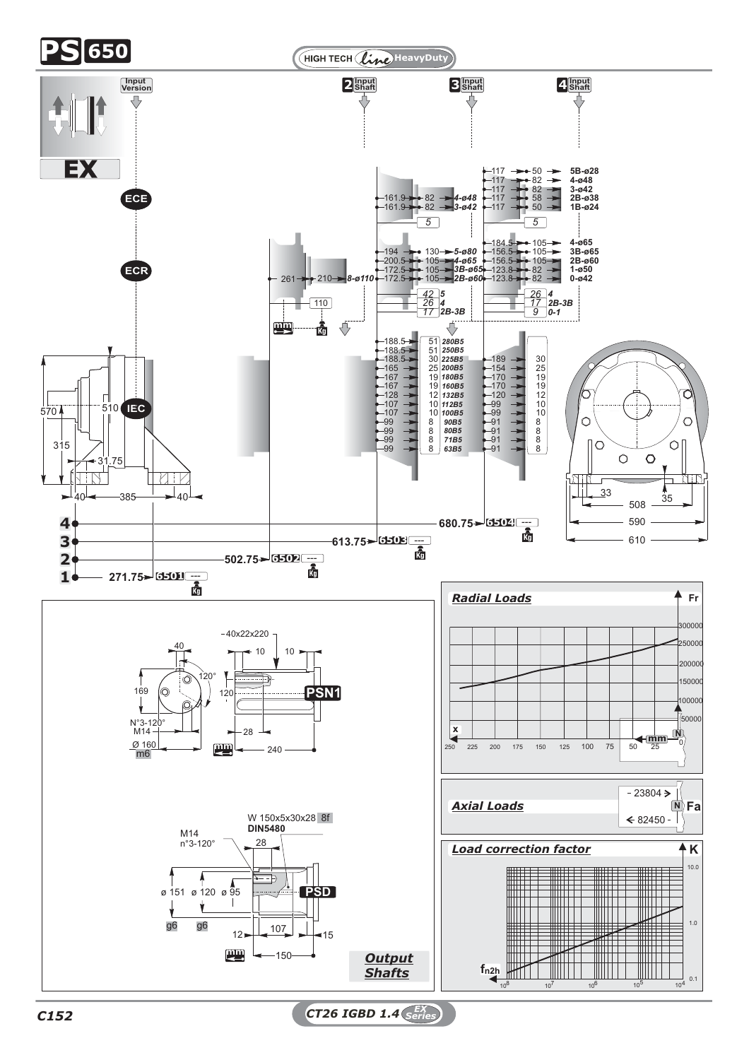# PS 650

HIGH TECH *Line* HeavyDuty

**EX**

Input Version — ECE, ECR, IEC

**2** Input Shaft — **3** Input Shaft — **4** Input Shaft

### Input shaft 2 (ECE)

| mm | mm | Type |
|---|---|---|
| 161.9 | 82 | 4-ø48 |
| 161.9 | 82 | 3-ø42 |

Kg: 5

### Input shaft 3/4 (ECE)

| mm | mm | Type |
|---|---|---|
| 117 | 50 | 5B-ø28 |
| 117 | 82 | 4-ø48 |
| 117 | 82 | 3-ø42 |
| 117 | 58 | 2B-ø38 |
| 117 | 50 | 1B-ø24 |

Kg: 5

### ECR

| mm | mm | Type |
|---|---|---|
| 261 | 210 | 8-ø110 |

Kg: 110

| mm | mm | Type |
|---|---|---|
| 194 | 130 | 5-ø80 |
| 200.5 | 105 | 4-ø65 |
| 172.5 | 105 | 3B-ø65 |
| 172.5 | 105 | 2B-ø60 |

| Kg | Type |
|---|---|
| 42 | 5 |
| 26 | 4 |
| 17 | 2B-3B |

| mm | mm | Type |
|---|---|---|
| 184.5 | 105 | 4-ø65 |
| 156.5 | 105 | 3B-ø65 |
| 156.5 | 105 | 2B-ø60 |
| 123.8 | 82 | 1-ø50 |
| 123.8 | 82 | 0-ø42 |

| Kg | Type |
|---|---|
| 26 | 4 |
| 17 | 2B-3B |
| 9 | 0-1 |

### IEC

| mm (3) | Kg (3) | IEC | mm (4) | Kg (4) |
|---|---|---|---|---|
| 188.5 | 51 | 280B5 | | |
| 188.5 | 51 | 250B5 | | |
| 188.5 | 30 | 225B5 | 189 | 30 |
| 165 | 25 | 200B5 | 154 | 25 |
| 167 | 19 | 180B5 | 170 | 19 |
| 167 | 19 | 160B5 | 170 | 19 |
| 128 | 12 | 132B5 | 120 | 12 |
| 107 | 10 | 112B5 | 99 | 10 |
| 107 | 10 | 100B5 | 99 | 10 |
| 99 | 8 | 90B5 | 91 | 8 |
| 99 | 8 | 80B5 | 91 | 8 |
| 99 | 8 | 71B5 | 91 | 8 |
| 99 | 8 | 63B5 | 91 | 8 |

Dimensions: 570, 510, 315, 31.75, 40, 385, 40; 33, 35, 508, 590, 610

| Stage | mm | Code | Kg |
|---|---|---|---|
| 1 | 271.75 | 6501 | --- |
| 2 | 502.75 | 6502 | --- |
| 3 | 613.75 | 6503 | --- |
| 4 | 680.75 | 6504 | --- |

## Output Shafts

**PSN1**: 40x22x220; 40; 10; 10; 120°; 169; 120; N°3-120° M14; 28; Ø 160 m6; 240

**PSD**: W 150x5x30x28 8f DIN5480; M14 n°3-120°; 28; ø 151 g6; ø 120 g6; ø 95; 12; 107; 15; 150

## Radial Loads

Fr (N): 50000 – 300000; x (mm): 250 – 0

## Axial Loads

Fa (N): - 23804 → ; ← 82450 -

## Load correction factor

K: 0.1 – 10.0; $f_{n2h}$: $10^8$ – $10^4$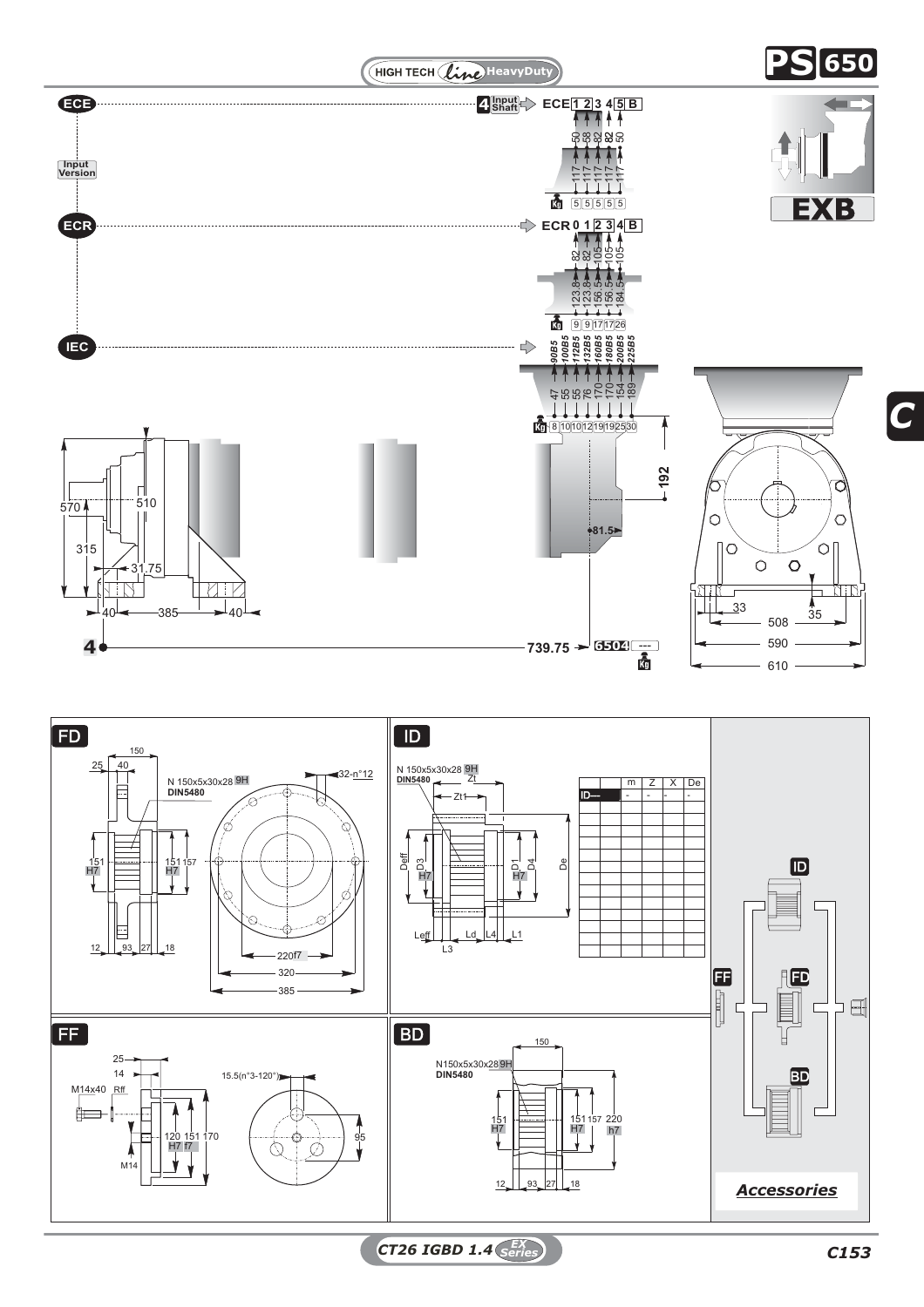# PS 650

HIGH TECH line HeavyDuty

EXB

C

## ECE — Input Version

4 Input Shaft → ECE 1 2 3 4 5 B

| ECE | 1 | 2 | 3 | 4 | 5 |
|---|---|---|---|---|---|
| | 50 | 58 | 82 | 82 | 50 |
| | 117 | 117 | 117 | 117 | 117 |
| Kg | 5 | 5 | 5 | 5 | 5 |

## ECR

ECR 0 1 2 3 4 B

| ECR | 0 | 1 | 2 | 3 | 4 |
|---|---|---|---|---|---|
| | 82 | 82 | 105 | 105 | 105 |
| | 123.8 | 123.8 | 156.5 | 156.5 | 184.5 |
| Kg | 9 | 9 | 17 | 17 | 26 |

## IEC

| IEC | 90B5 | 100B5 | 112B5 | 132B5 | 160B5 | 180B5 | 200B5 | 225B5 |
|---|---|---|---|---|---|---|---|---|
| | 47 | 55 | 55 | 76 | 170 | 170 | 154 | 189 |
| Kg | 8 | 10 | 10 | 12 | 19 | 19 | 25 | 30 |

570, 510, 315, 31.75, 40, 385, 40, 192, 81.5, 33, 35, 508, 590, 610

4 — 739.75 → 6504 ---

## FD

N 150x5x30x28 9H DIN5480

150, 25, 40, 32-n°12, 151 H7, 151 H7, 157, 12, 93, 27, 18, 220f7, 320, 385

## ID

N 150x5x30x28 9H DIN5480

Zt, Zt1, Deff, D3 H7, D1 H7, D4, De, Leff, Ld, L4, L1, L3

| | | m | Z | X | De |
|---|---|---|---|---|---|
| ID— | | - | - | - | - |

## FF

25, 14, M14x40, Rff, 15.5(n°3-120°), 120 H7, 151 f7, 170, 95, M14

## BD

N150x5x30x28 9H DIN5480

150, 151 H7, 151 H7, 157, 220 h7, 12, 93, 27, 18

*Accessories*

ID, FF, FD, BD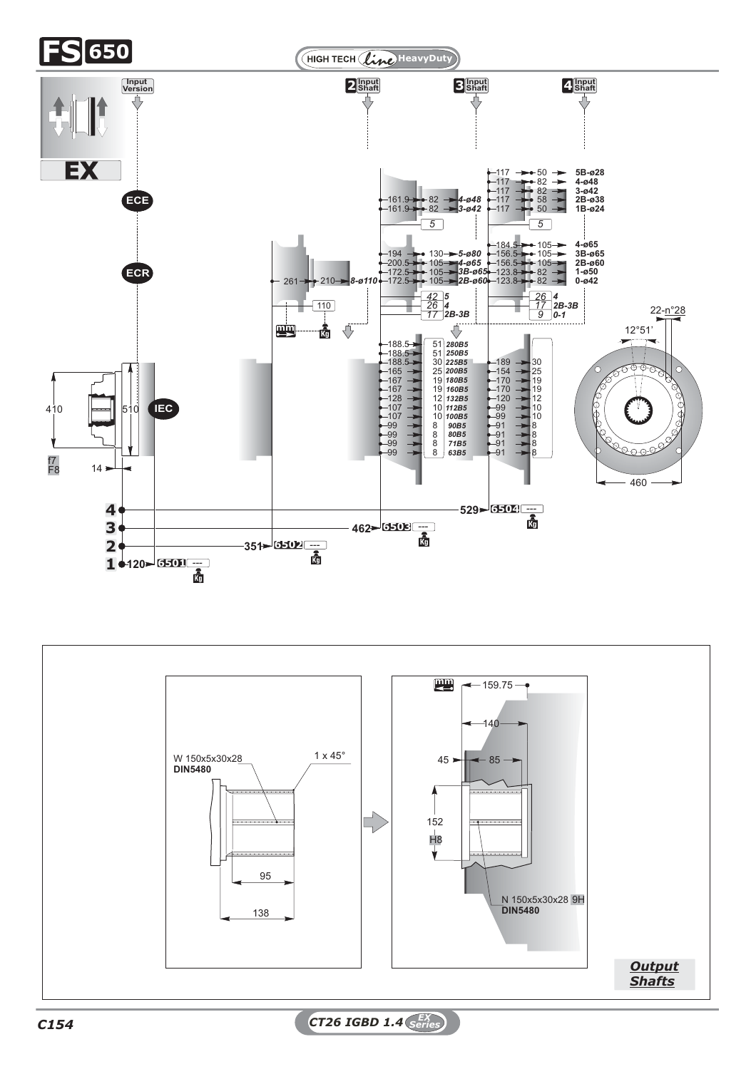# FS 650

HIGH TECH *line* HeavyDuty

**EX**

Input Version

2 Input Shaft

3 Input Shaft

4 Input Shaft

ECE

ECR

IEC

| | | | |
|---|---|---|---|
| 117 | 50 | 5B-ø28 | |
| 117 | 82 | 4-ø48 | |
| 117 | 82 | 3-ø42 | |
| 117 | 58 | 2B-ø38 | |
| 117 | 50 | 1B-ø24 | |

| | | |
|---|---|---|
| 161.9 | 82 | 4-ø48 |
| 161.9 | 82 | 3-ø42 |

5

| | | |
|---|---|---|
| 194 | 130 | 5-ø80 |
| 200.5 | 105 | 4-ø65 |
| 172.5 | 105 | 3B-ø65 |
| 172.5 | 105 | 2B-ø60 |

| | |
|---|---|
| 42 | 5 |
| 26 | 4 |
| 17 | 2B-3B |

| | | |
|---|---|---|
| 184.5 | 105 | 4-ø65 |
| 156.5 | 105 | 3B-ø65 |
| 156.5 | 105 | 2B-ø60 |
| 123.8 | 82 | 1-ø50 |
| 123.8 | 82 | 0-ø42 |

| | |
|---|---|
| 26 | 4 |
| 17 | 2B-3B |
| 9 | 0-1 |

261 — 210 — 8-ø110

110

| | | | | |
|---|---|---|---|---|
| 188.5 | 51 | 280B5 | | |
| 188.5 | 51 | 250B5 | | |
| 188.5 | 30 | 225B5 | 189 | 30 |
| 165 | 25 | 200B5 | 154 | 25 |
| 167 | 19 | 180B5 | 170 | 19 |
| 167 | 19 | 160B5 | 170 | 19 |
| 128 | 12 | 132B5 | 120 | 12 |
| 107 | 10 | 112B5 | 99 | 10 |
| 107 | 10 | 100B5 | 99 | 10 |
| 99 | 8 | 90B5 | 91 | 8 |
| 99 | 8 | 80B5 | 91 | 8 |
| 99 | 8 | 71B5 | 91 | 8 |
| 99 | 8 | 63B5 | 91 | 8 |

410, 510, 14, f7, F8

22-n°28, 12°51', 460

| | | |
|---|---|---|
| 4 | 529 | 6504 --- |
| 3 | 462 | 6503 --- |
| 2 | 351 | 6502 --- |
| 1 | 120 | 6501 --- |

W 150x5x30x28 **DIN5480**, 1 x 45°, 95, 138

159.75, 140, 45, 85, 152 H8, N 150x5x30x28 9H **DIN5480**

***Output Shafts***

CT26 IGBD 1.4 EX Series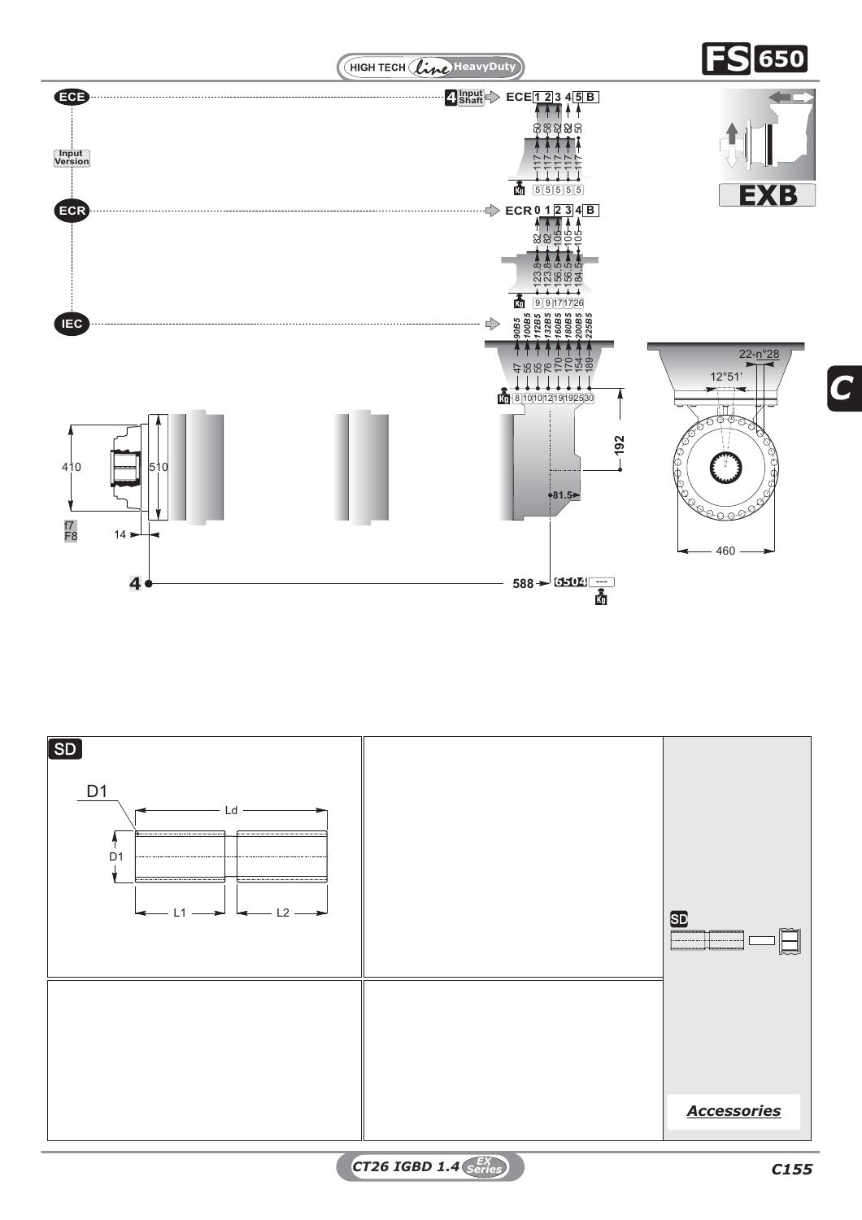HIGH TECH line HeavyDuty

# FS 650

## EXB

**ECE** — Input Version — 4 Input Shaft

| ECE | 1 | 2 | 3 | 4 | 5 | B |
|---|---|---|---|---|---|---|
| | 50 | 58 | 82 | 82 | 50 | |
| | 117 | 117 | 117 | 117 | 117 | |
| Kg | 5 | 5 | 5 | 5 | 5 | |

**ECR**

| ECR | 0 | 1 | 2 | 3 | 4 | B |
|---|---|---|---|---|---|---|
| | 82 | 82 | 105 | 105 | 105 | |
| | 123.8 | 123.8 | 156.5 | 156.5 | 184.5 | |
| Kg | 9 | 9 | 17 | 17 | 26 | |

**IEC**

| IEC | 90B5 | 100B5 | 112B5 | 132B5 | 160B5 | 180B5 | 200B5 | 225B5 |
|---|---|---|---|---|---|---|---|---|
| | 47 | 55 | 55 | 76 | 170 | 170 | 154 | 189 |
| Kg | 8 | 10 | 10 | 12 | 19 | 19 | 25 | 30 |

410 · 510 · f7 F8 · 14 · 192 · 81.5 · 22-n°28 · 12°51' · 460

4 — 588 — 6504 — --- Kg

**SD**

D1 · Ld · D1 · L1 · L2

*Accessories*

CT26 IGBD 1.4 EX Series

C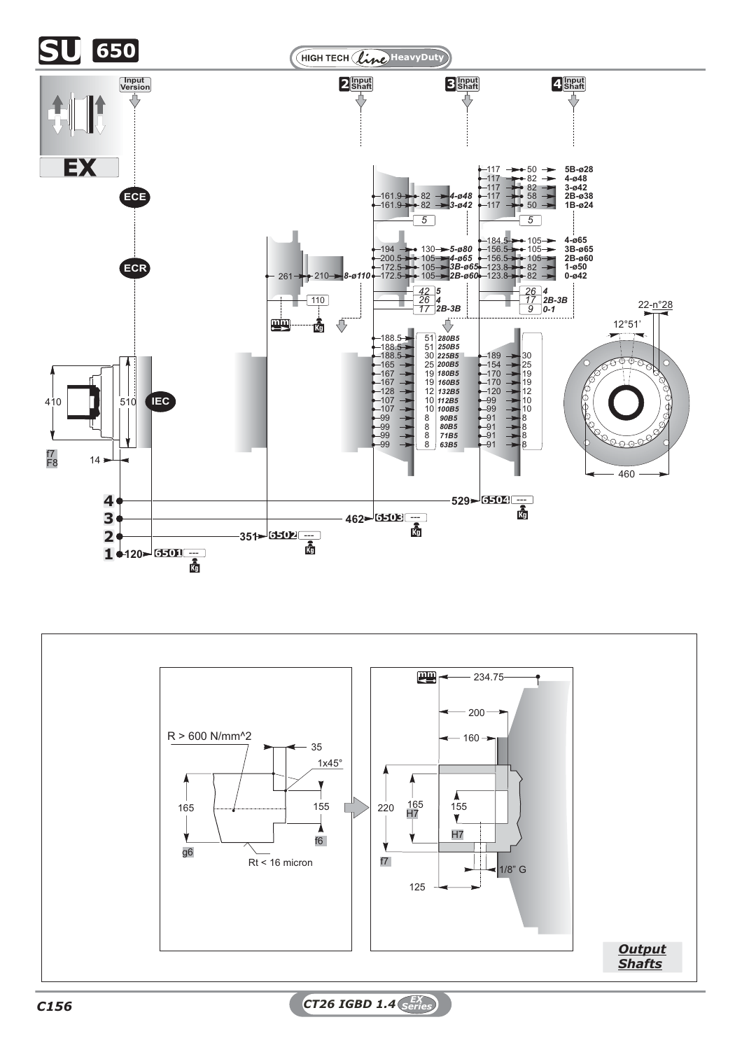# SU 650

HIGH TECH *line* HeavyDuty

Input Version

**EX**

2 Input Shaft | 3 Input Shaft | 4 Input Shaft

ECE

ECR

IEC

| | | |
|---|---|---|
| 161.9 | 82 | 4-ø48 |
| 161.9 | 82 | 3-ø42 |

5

| | | |
|---|---|---|
| 117 | 50 | 5B-ø28 |
| 117 | 82 | 4-ø48 |
| 117 | 82 | 3-ø42 |
| 117 | 58 | 2B-ø38 |
| 117 | 50 | 1B-ø24 |

5

| | | |
|---|---|---|
| 261 | 210 | 8-ø110 |

110

| | | |
|---|---|---|
| 194 | 130 | 5-ø80 |
| 200.5 | 105 | 4-ø65 |
| 172.5 | 105 | 3B-ø65 |
| 172.5 | 105 | 2B-ø60 |

| | |
|---|---|
| 42 | 5 |
| 26 | 4 |
| 17 | 2B-3B |

| | | |
|---|---|---|
| 184.5 | 105 | 4-ø65 |
| 156.5 | 105 | 3B-ø65 |
| 156.5 | 105 | 2B-ø60 |
| 123.8 | 82 | 1-ø50 |
| 123.8 | 82 | 0-ø42 |

| | |
|---|---|
| 26 | 4 |
| 17 | 2B-3B |
| 9 | 0-1 |

| 3 Input Shaft | | IEC | 4 Input Shaft | |
|---|---|---|---|---|
| 188.5 | 51 | 280B5 | | |
| 188.5 | 51 | 250B5 | | |
| 188.5 | 30 | 225B5 | 189 | 30 |
| 165 | 25 | 200B5 | 154 | 25 |
| 167 | 19 | 180B5 | 170 | 19 |
| 167 | 19 | 160B5 | 170 | 19 |
| 128 | 12 | 132B5 | 120 | 12 |
| 107 | 10 | 112B5 | 99 | 10 |
| 107 | 10 | 100B5 | 99 | 10 |
| 99 | 8 | 90B5 | 91 | 8 |
| 99 | 8 | 80B5 | 91 | 8 |
| 99 | 8 | 71B5 | 91 | 8 |
| 99 | 8 | 63B5 | 91 | 8 |

410 | 510 | 14 | f7 F8

22-n°28 | 12°51' | 460

| | | | |
|---|---|---|---|
| 4 | 529 | 6504 | --- |
| 3 | 462 | 6503 | --- |
| 2 | 351 | 6502 | --- |
| 1 | 120 | 6501 | --- |

R > 600 N/mm^2 | 35 | 1x45° | 165 g6 | 155 f6 | Rt < 16 micron

234.75 | 200 | 160 | 220 f7 | 165 H7 | 155 H7 | 1/8" G | 125

***Output Shafts***

CT26 IGBD 1.4 EX Series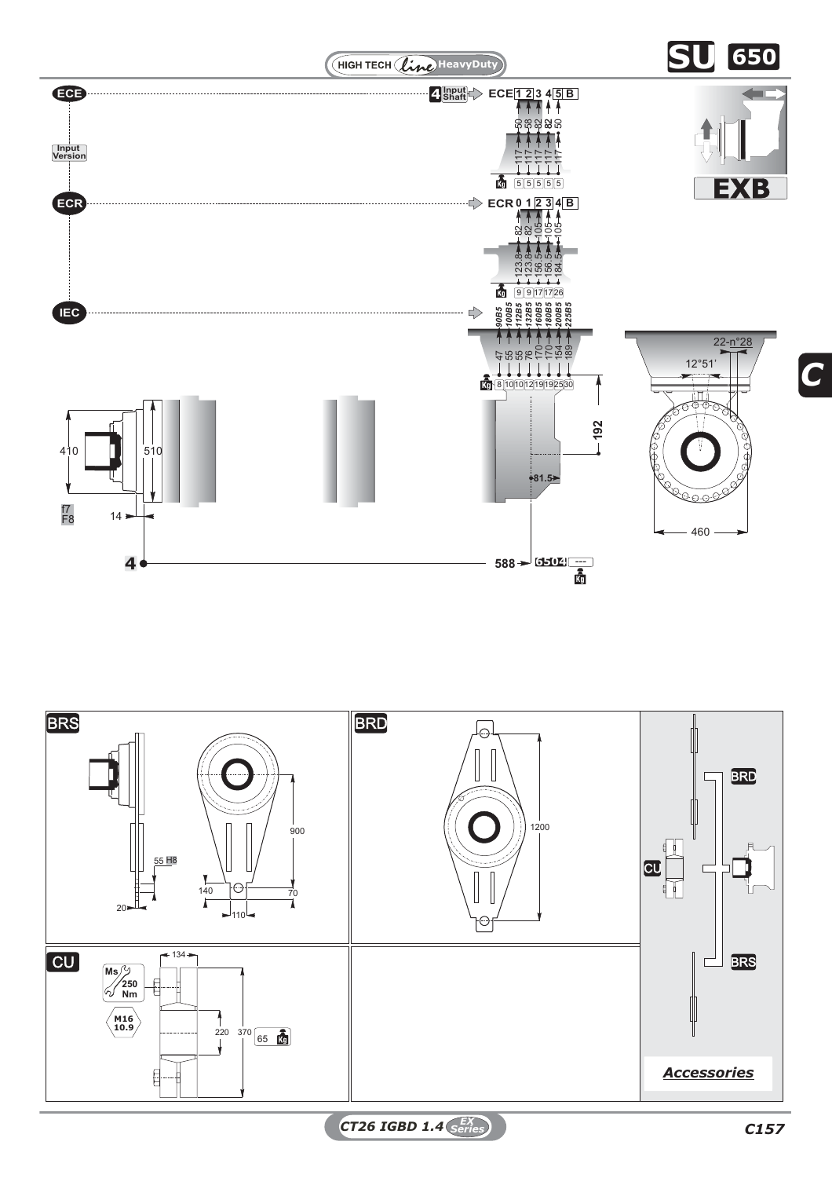HIGH TECH line HeavyDuty

SU 650

ECE

Input Version

4 Input Shaft ECE 1 2 3 4 5 B

50 58 82 82 50

117 117 117 117 117

5 5 5 5 5

EXB

ECR

ECR 0 1 2 3 4 B

82 82 105 105 105

123.8 123.8 156.5 156.5 184.5

9 9 17 17 26

IEC

90B5 100B5 112B5 132B5 160B5 180B5 200B5 225B5

47 55 55 76 170 170 154 189

8 10 10 12 19 19 25 30

22-n°28

12°51'

192

81.5

410

510

f7
F8

14

460

4

588

6504 ---

C

BRS

900

55 H8

140

70

20

110

BRD

1200

BRD

CU

BRS

*Accessories*

CU

134

Ms 250 Nm

M16 10.9

220

370

65